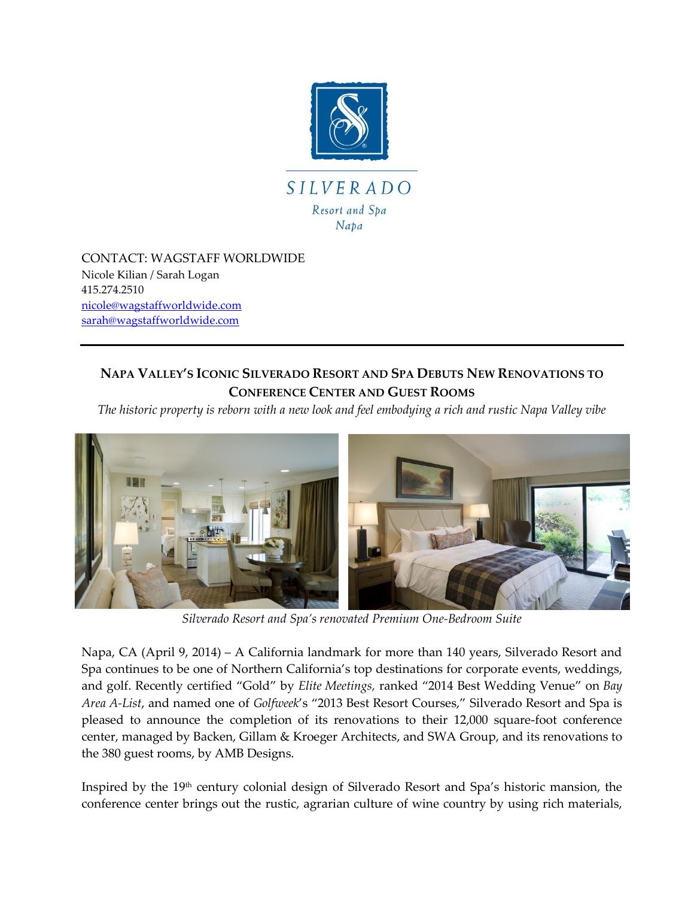SILVERADO
Resort and Spa
Napa

CONTACT: WAGSTAFF WORLDWIDE
Nicole Kilian / Sarah Logan
415.274.2510
nicole@wagstaffworldwide.com
sarah@wagstaffworldwide.com

---

## NAPA VALLEY'S ICONIC SILVERADO RESORT AND SPA DEBUTS NEW RENOVATIONS TO CONFERENCE CENTER AND GUEST ROOMS

*The historic property is reborn with a new look and feel embodying a rich and rustic Napa Valley vibe*

*Silverado Resort and Spa's renovated Premium One-Bedroom Suite*

Napa, CA (April 9, 2014) – A California landmark for more than 140 years, Silverado Resort and Spa continues to be one of Northern California's top destinations for corporate events, weddings, and golf. Recently certified "Gold" by *Elite Meetings,* ranked "2014 Best Wedding Venue" on *Bay Area A-List*, and named one of *Golfweek*'s "2013 Best Resort Courses," Silverado Resort and Spa is pleased to announce the completion of its renovations to their 12,000 square-foot conference center, managed by Backen, Gillam & Kroeger Architects, and SWA Group, and its renovations to the 380 guest rooms, by AMB Designs.

Inspired by the 19th century colonial design of Silverado Resort and Spa's historic mansion, the conference center brings out the rustic, agrarian culture of wine country by using rich materials,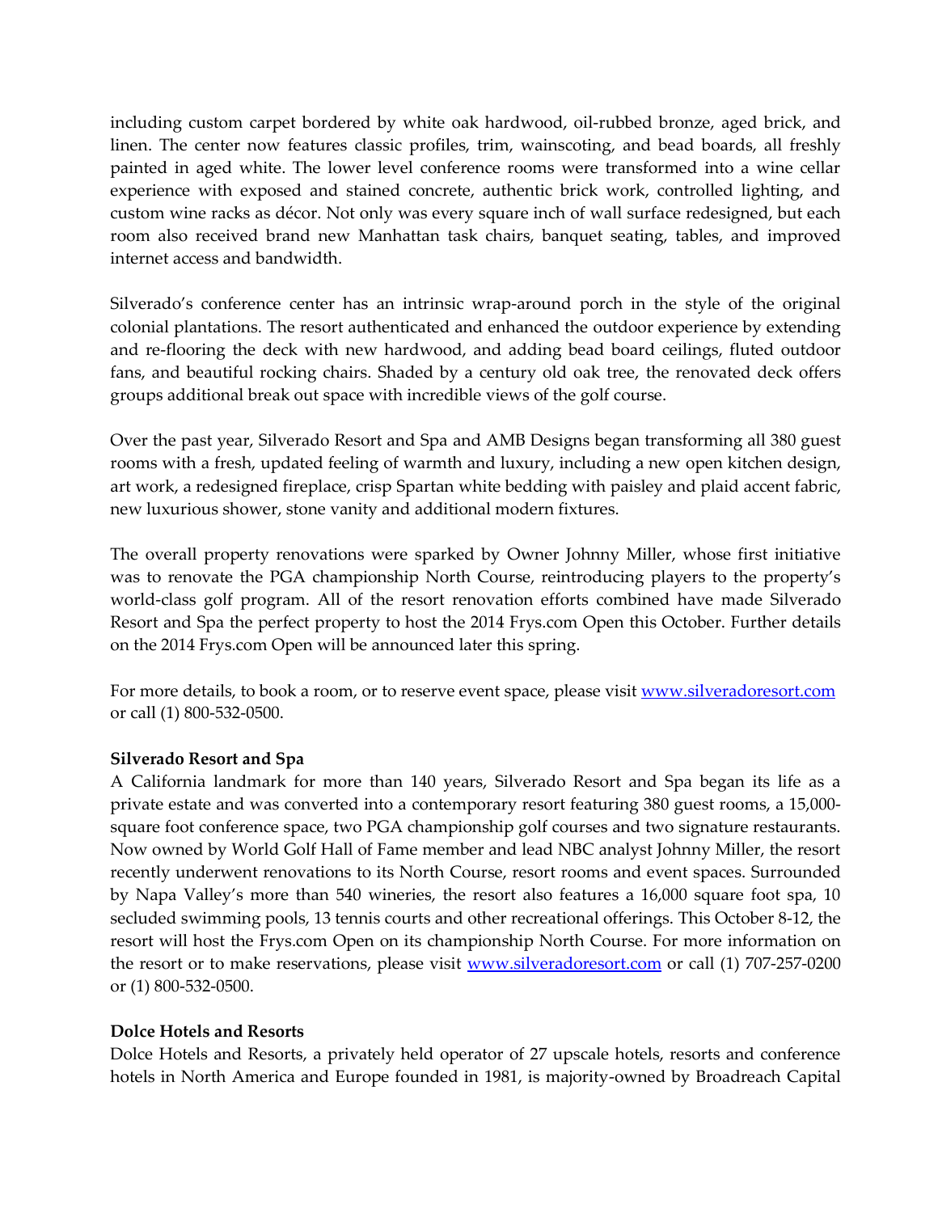including custom carpet bordered by white oak hardwood, oil-rubbed bronze, aged brick, and linen. The center now features classic profiles, trim, wainscoting, and bead boards, all freshly painted in aged white. The lower level conference rooms were transformed into a wine cellar experience with exposed and stained concrete, authentic brick work, controlled lighting, and custom wine racks as décor. Not only was every square inch of wall surface redesigned, but each room also received brand new Manhattan task chairs, banquet seating, tables, and improved internet access and bandwidth.

Silverado's conference center has an intrinsic wrap-around porch in the style of the original colonial plantations. The resort authenticated and enhanced the outdoor experience by extending and re-flooring the deck with new hardwood, and adding bead board ceilings, fluted outdoor fans, and beautiful rocking chairs. Shaded by a century old oak tree, the renovated deck offers groups additional break out space with incredible views of the golf course.

Over the past year, Silverado Resort and Spa and AMB Designs began transforming all 380 guest rooms with a fresh, updated feeling of warmth and luxury, including a new open kitchen design, art work, a redesigned fireplace, crisp Spartan white bedding with paisley and plaid accent fabric, new luxurious shower, stone vanity and additional modern fixtures.

The overall property renovations were sparked by Owner Johnny Miller, whose first initiative was to renovate the PGA championship North Course, reintroducing players to the property's world-class golf program. All of the resort renovation efforts combined have made Silverado Resort and Spa the perfect property to host the 2014 Frys.com Open this October. Further details on the 2014 Frys.com Open will be announced later this spring.

For more details, to book a room, or to reserve event space, please visit [www.silveradoresort.com](http://www.silveradoresort.com) or call (1) 800-532-0500.

**Silverado Resort and Spa**
A California landmark for more than 140 years, Silverado Resort and Spa began its life as a private estate and was converted into a contemporary resort featuring 380 guest rooms, a 15,000-square foot conference space, two PGA championship golf courses and two signature restaurants. Now owned by World Golf Hall of Fame member and lead NBC analyst Johnny Miller, the resort recently underwent renovations to its North Course, resort rooms and event spaces. Surrounded by Napa Valley's more than 540 wineries, the resort also features a 16,000 square foot spa, 10 secluded swimming pools, 13 tennis courts and other recreational offerings. This October 8-12, the resort will host the Frys.com Open on its championship North Course. For more information on the resort or to make reservations, please visit [www.silveradoresort.com](http://www.silveradoresort.com) or call (1) 707-257-0200 or (1) 800-532-0500.

**Dolce Hotels and Resorts**
Dolce Hotels and Resorts, a privately held operator of 27 upscale hotels, resorts and conference hotels in North America and Europe founded in 1981, is majority-owned by Broadreach Capital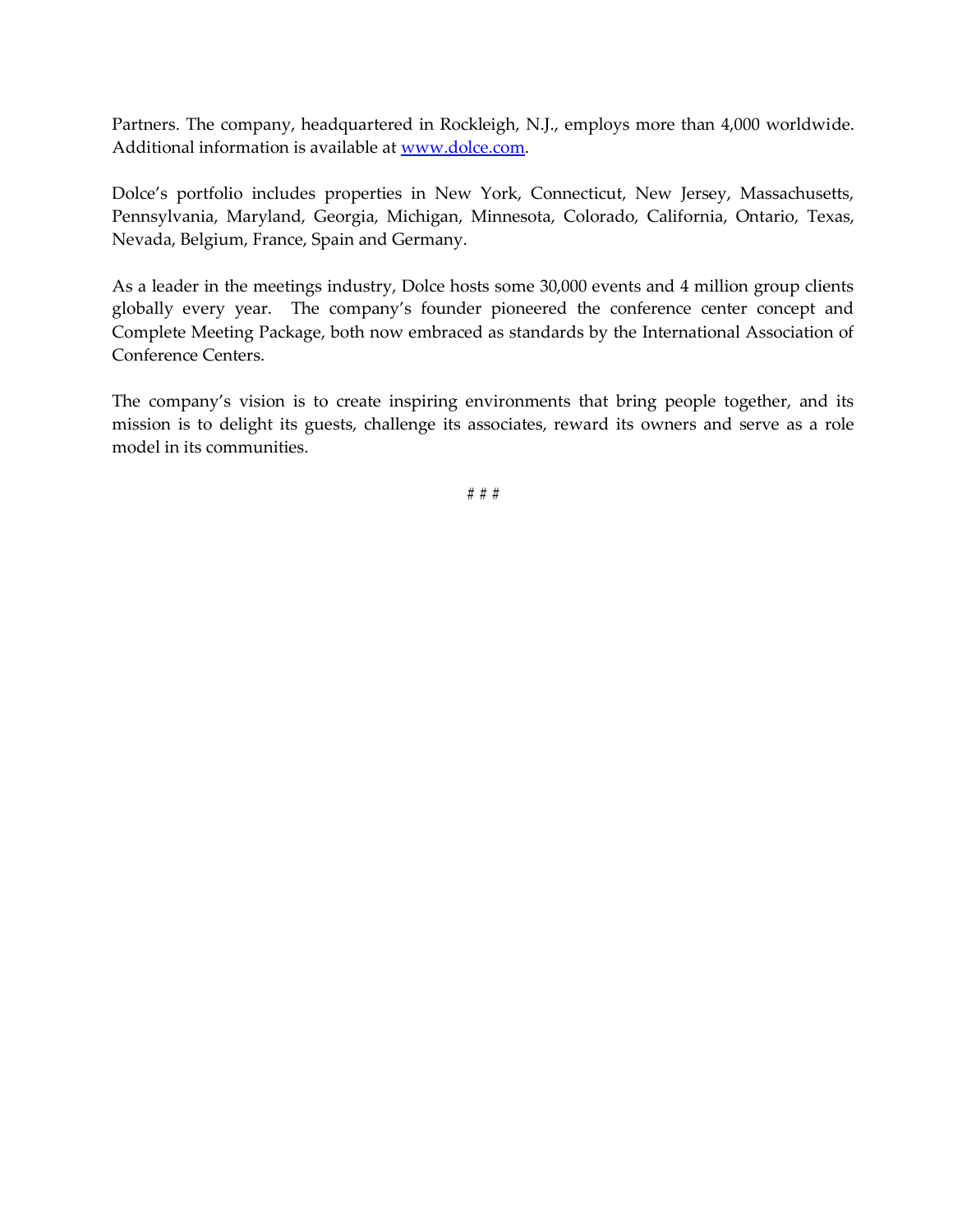Partners. The company, headquartered in Rockleigh, N.J., employs more than 4,000 worldwide. Additional information is available at [www.dolce.com](http://www.dolce.com).

Dolce's portfolio includes properties in New York, Connecticut, New Jersey, Massachusetts, Pennsylvania, Maryland, Georgia, Michigan, Minnesota, Colorado, California, Ontario, Texas, Nevada, Belgium, France, Spain and Germany.

As a leader in the meetings industry, Dolce hosts some 30,000 events and 4 million group clients globally every year. The company's founder pioneered the conference center concept and Complete Meeting Package, both now embraced as standards by the International Association of Conference Centers.

The company's vision is to create inspiring environments that bring people together, and its mission is to delight its guests, challenge its associates, reward its owners and serve as a role model in its communities.

# # #